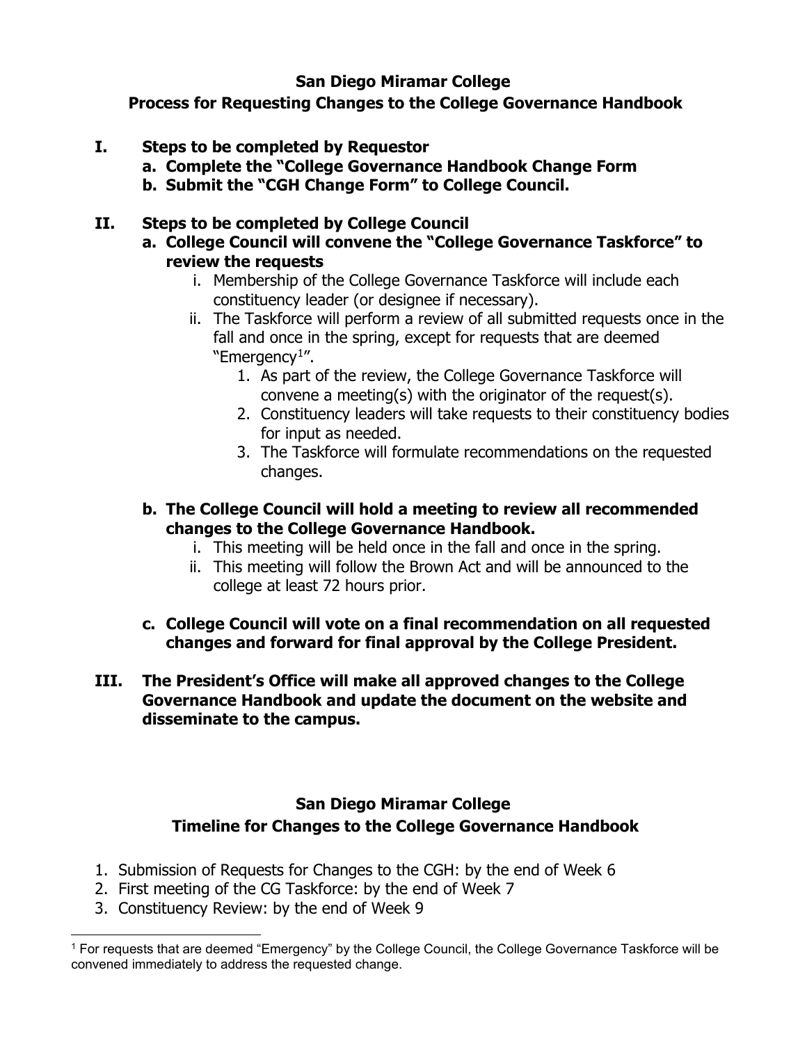# San Diego Miramar College

## Process for Requesting Changes to the College Governance Handbook

**I. Steps to be completed by Requestor**

- **a. Complete the "College Governance Handbook Change Form**
- **b. Submit the "CGH Change Form" to College Council.**

**II. Steps to be completed by College Council**

- **a. College Council will convene the "College Governance Taskforce" to review the requests**
  - i. Membership of the College Governance Taskforce will include each constituency leader (or designee if necessary).
  - ii. The Taskforce will perform a review of all submitted requests once in the fall and once in the spring, except for requests that are deemed "Emergency[1]".
    1. As part of the review, the College Governance Taskforce will convene a meeting(s) with the originator of the request(s).
    2. Constituency leaders will take requests to their constituency bodies for input as needed.
    3. The Taskforce will formulate recommendations on the requested changes.

- **b. The College Council will hold a meeting to review all recommended changes to the College Governance Handbook.**
  - i. This meeting will be held once in the fall and once in the spring.
  - ii. This meeting will follow the Brown Act and will be announced to the college at least 72 hours prior.

- **c. College Council will vote on a final recommendation on all requested changes and forward for final approval by the College President.**

**III. The President's Office will make all approved changes to the College Governance Handbook and update the document on the website and disseminate to the campus.**

# San Diego Miramar College

## Timeline for Changes to the College Governance Handbook

1. Submission of Requests for Changes to the CGH: by the end of Week 6
2. First meeting of the CG Taskforce: by the end of Week 7
3. Constituency Review: by the end of Week 9

---

[1] For requests that are deemed "Emergency" by the College Council, the College Governance Taskforce will be convened immediately to address the requested change.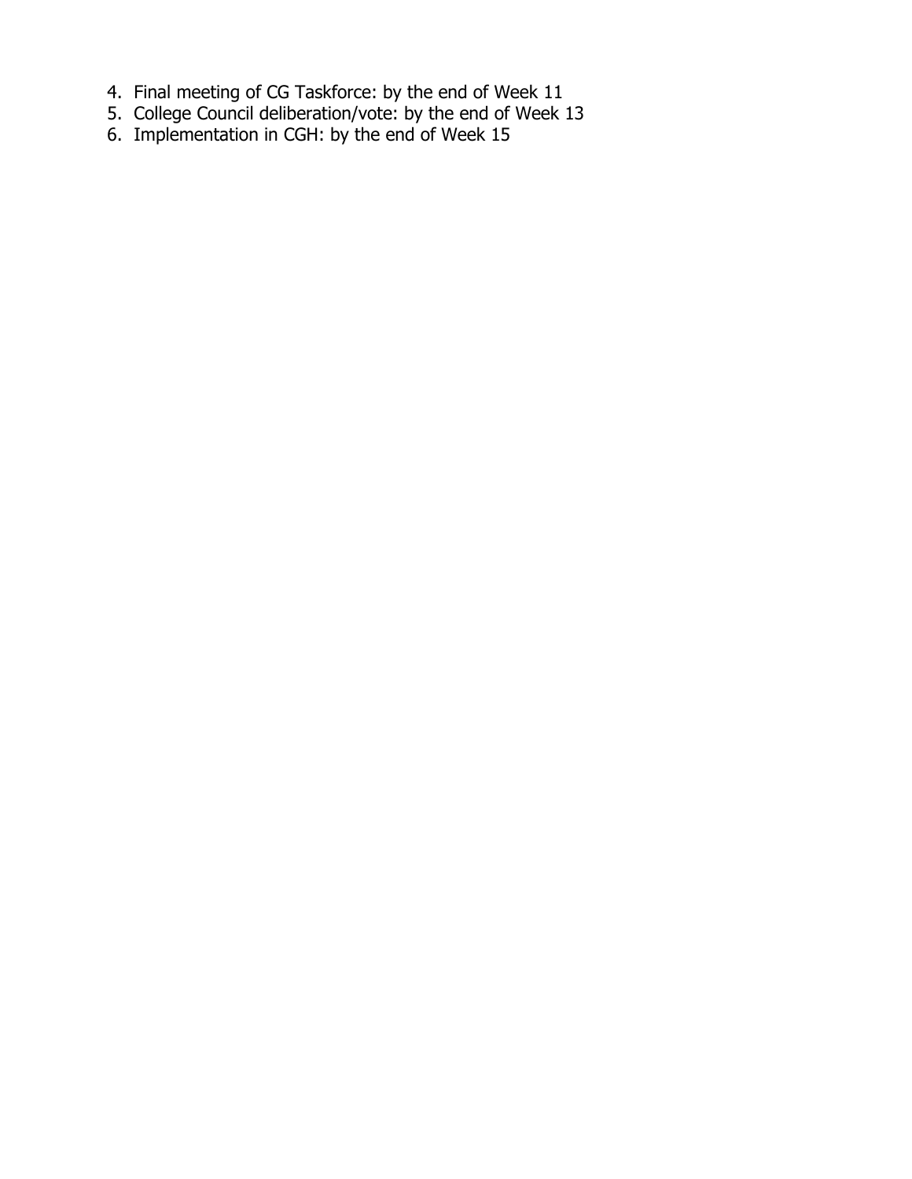4. Final meeting of CG Taskforce: by the end of Week 11
5. College Council deliberation/vote: by the end of Week 13
6. Implementation in CGH: by the end of Week 15